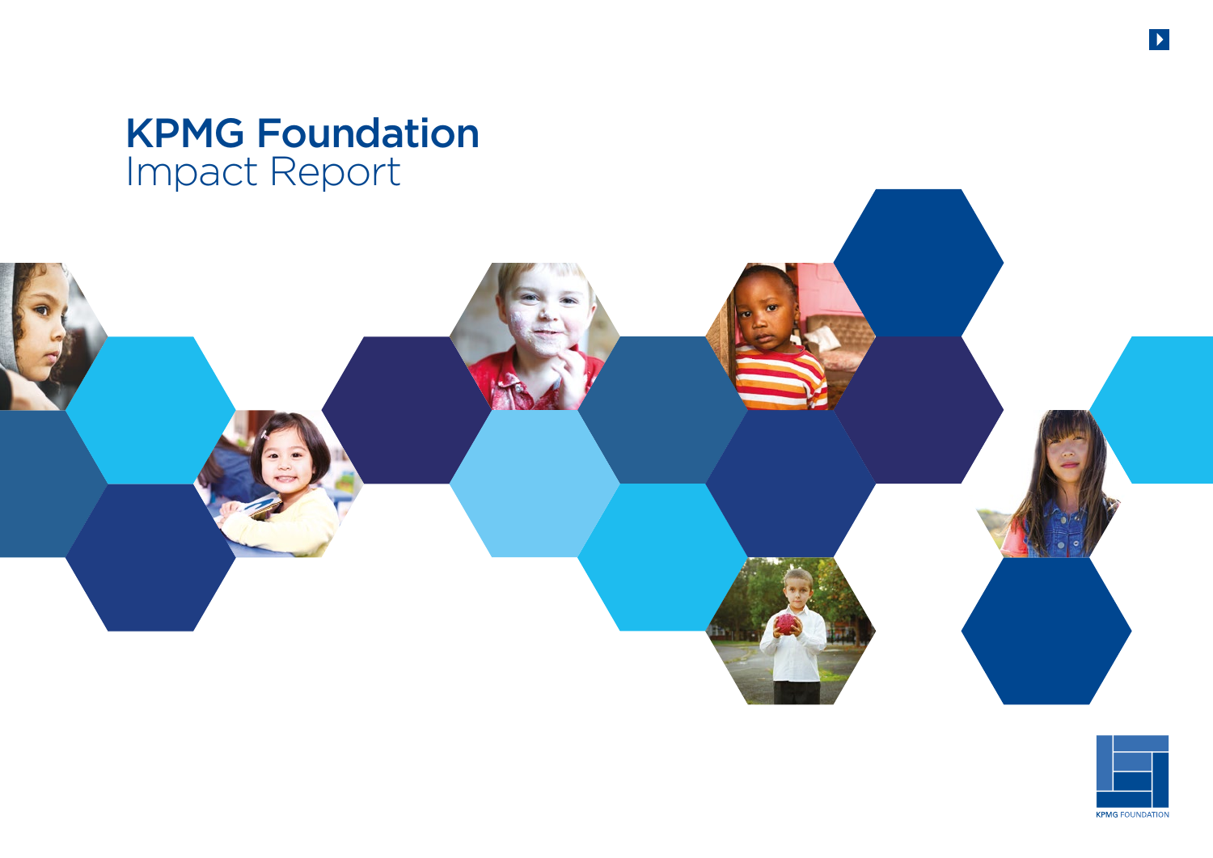# KPMG Foundation
## Impact Report

KPMG FOUNDATION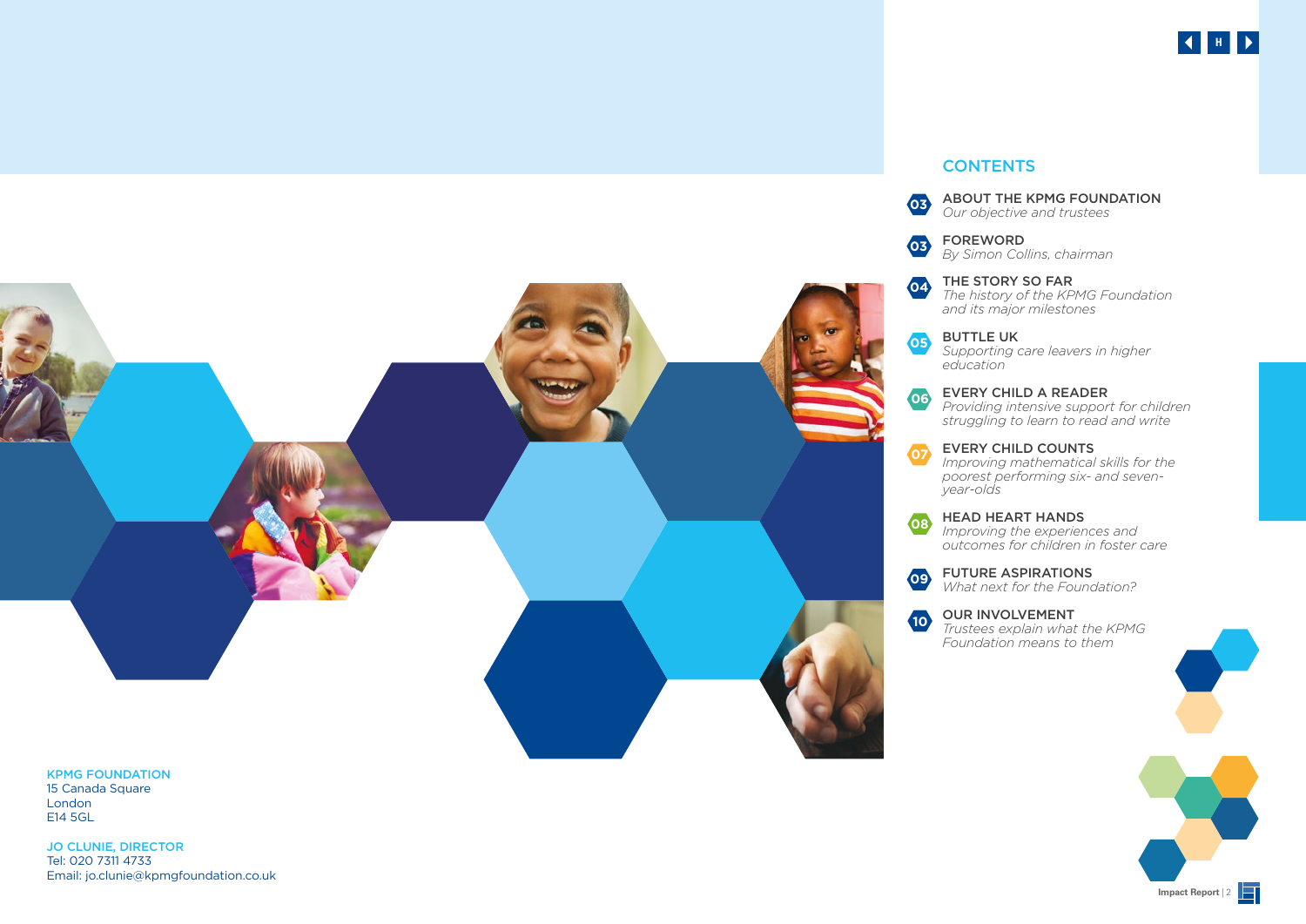## CONTENTS

**03** **ABOUT THE KPMG FOUNDATION**
*Our objective and trustees*

**03** **FOREWORD**
*By Simon Collins, chairman*

**04** **THE STORY SO FAR**
*The history of the KPMG Foundation and its major milestones*

**05** **BUTTLE UK**
*Supporting care leavers in higher education*

**06** **EVERY CHILD A READER**
*Providing intensive support for children struggling to learn to read and write*

**07** **EVERY CHILD COUNTS**
*Improving mathematical skills for the poorest performing six- and seven-year-olds*

**08** **HEAD HEART HANDS**
*Improving the experiences and outcomes for children in foster care*

**09** **FUTURE ASPIRATIONS**
*What next for the Foundation?*

**10** **OUR INVOLVEMENT**
*Trustees explain what the KPMG Foundation means to them*

**KPMG FOUNDATION**
15 Canada Square
London
E14 5GL

**JO CLUNIE, DIRECTOR**
Tel: 020 7311 4733
Email: jo.clunie@kpmgfoundation.co.uk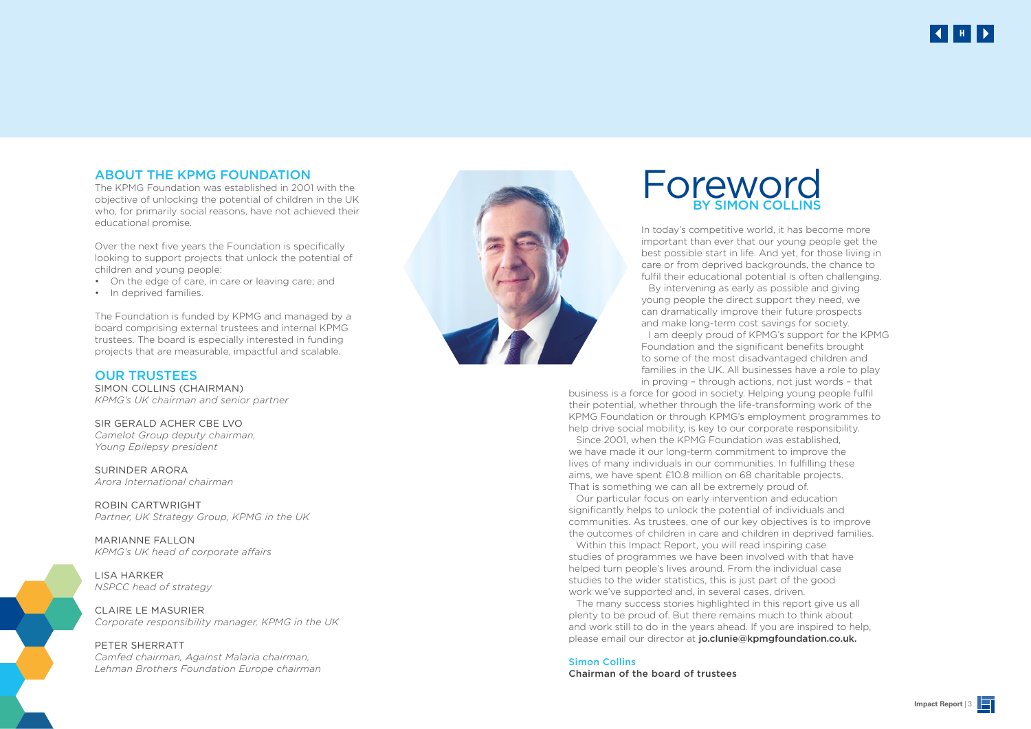## ABOUT THE KPMG FOUNDATION

The KPMG Foundation was established in 2001 with the objective of unlocking the potential of children in the UK who, for primarily social reasons, have not achieved their educational promise.

Over the next five years the Foundation is specifically looking to support projects that unlock the potential of children and young people:

- On the edge of care, in care or leaving care; and
- In deprived families.

The Foundation is funded by KPMG and managed by a board comprising external trustees and internal KPMG trustees. The board is especially interested in funding projects that are measurable, impactful and scalable.

## OUR TRUSTEES

SIMON COLLINS (CHAIRMAN)
*KPMG's UK chairman and senior partner*

SIR GERALD ACHER CBE LVO
*Camelot Group deputy chairman, Young Epilepsy president*

SURINDER ARORA
*Arora International chairman*

ROBIN CARTWRIGHT
*Partner, UK Strategy Group, KPMG in the UK*

MARIANNE FALLON
*KPMG's UK head of corporate affairs*

LISA HARKER
*NSPCC head of strategy*

CLAIRE LE MASURIER
*Corporate responsibility manager, KPMG in the UK*

PETER SHERRATT
*Camfed chairman, Against Malaria chairman, Lehman Brothers Foundation Europe chairman*

# Foreword
## BY SIMON COLLINS

In today's competitive world, it has become more important than ever that our young people get the best possible start in life. And yet, for those living in care or from deprived backgrounds, the chance to fulfil their educational potential is often challenging.

By intervening as early as possible and giving young people the direct support they need, we can dramatically improve their future prospects and make long-term cost savings for society.

I am deeply proud of KPMG's support for the KPMG Foundation and the significant benefits brought to some of the most disadvantaged children and families in the UK. All businesses have a role to play in proving – through actions, not just words – that business is a force for good in society. Helping young people fulfil their potential, whether through the life-transforming work of the KPMG Foundation or through KPMG's employment programmes to help drive social mobility, is key to our corporate responsibility.

Since 2001, when the KPMG Foundation was established, we have made it our long-term commitment to improve the lives of many individuals in our communities. In fulfilling these aims, we have spent £10.8 million on 68 charitable projects. That is something we can all be extremely proud of.

Our particular focus on early intervention and education significantly helps to unlock the potential of individuals and communities. As trustees, one of our key objectives is to improve the outcomes of children in care and children in deprived families.

Within this Impact Report, you will read inspiring case studies of programmes we have been involved with that have helped turn people's lives around. From the individual case studies to the wider statistics, this is just part of the good work we've supported and, in several cases, driven.

The many success stories highlighted in this report give us all plenty to be proud of. But there remains much to think about and work still to do in the years ahead. If you are inspired to help, please email our director at **jo.clunie@kpmgfoundation.co.uk.**

Simon Collins
Chairman of the board of trustees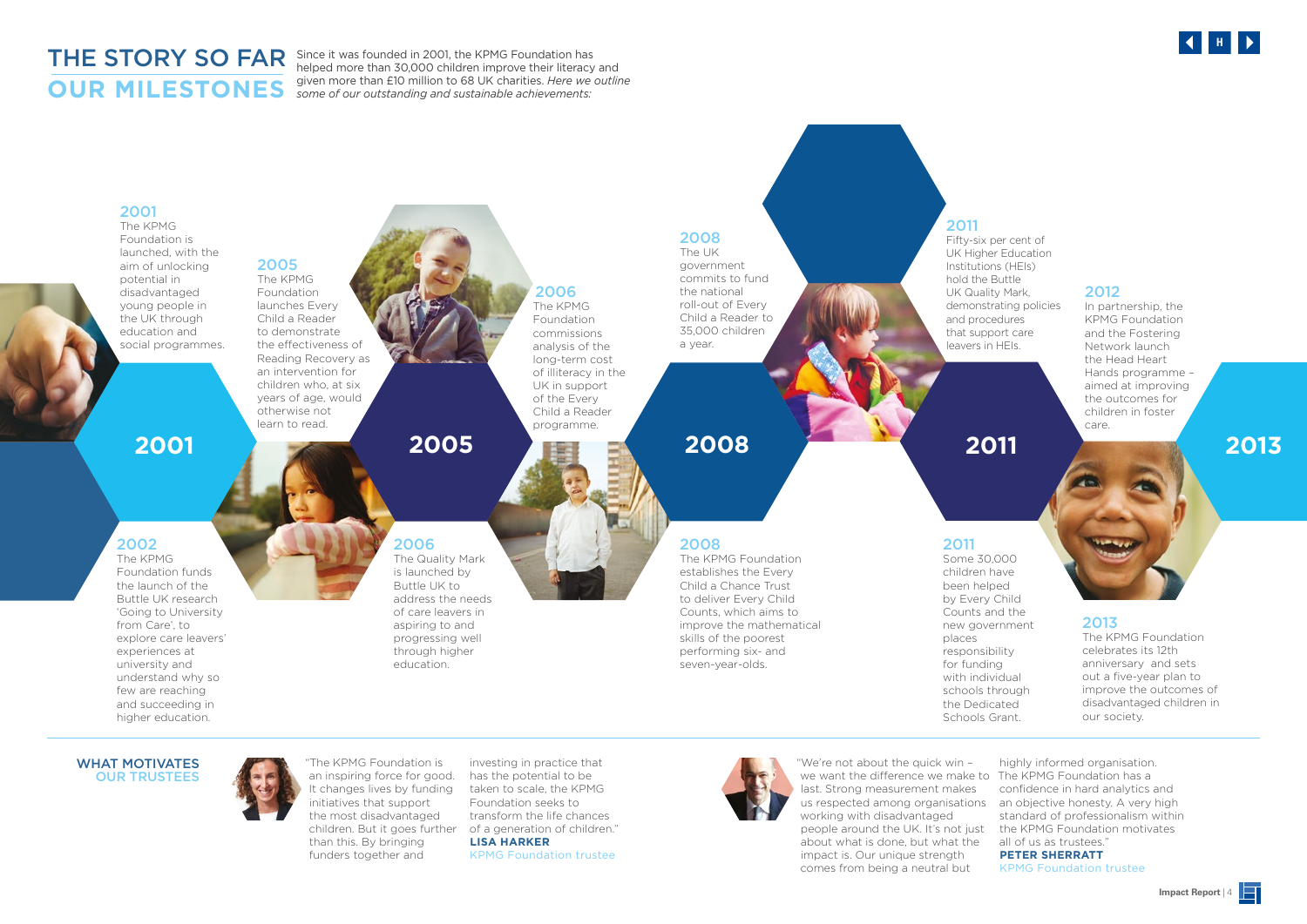# THE STORY SO FAR
## OUR MILESTONES

Since it was founded in 2001, the KPMG Foundation has helped more than 30,000 children improve their literacy and given more than £10 million to 68 UK charities. *Here we outline some of our outstanding and sustainable achievements:*

### 2001

**2001**
The KPMG Foundation is launched, with the aim of unlocking potential in disadvantaged young people in the UK through education and social programmes.

**2002**
The KPMG Foundation funds the launch of the Buttle UK research 'Going to University from Care', to explore care leavers' experiences at university and understand why so few are reaching and succeeding in higher education.

### 2005

**2005**
The KPMG Foundation launches Every Child a Reader to demonstrate the effectiveness of Reading Recovery as an intervention for children who, at six years of age, would otherwise not learn to read.

**2006**
The KPMG Foundation commissions analysis of the long-term cost of illiteracy in the UK in support of the Every Child a Reader programme.

**2006**
The Quality Mark is launched by Buttle UK to address the needs of care leavers in aspiring to and progressing well through higher education.

### 2008

**2008**
The UK government commits to fund the national roll-out of Every Child a Reader to 35,000 children a year.

**2008**
The KPMG Foundation establishes the Every Child a Chance Trust to deliver Every Child Counts, which aims to improve the mathematical skills of the poorest performing six- and seven-year-olds.

### 2011

**2011**
Fifty-six per cent of UK Higher Education Institutions (HEIs) hold the Buttle UK Quality Mark, demonstrating policies and procedures that support care leavers in HEIs.

**2011**
Some 30,000 children have been helped by Every Child Counts and the new government places responsibility for funding with individual schools through the Dedicated Schools Grant.

**2012**
In partnership, the KPMG Foundation and the Fostering Network launch the Head Heart Hands programme – aimed at improving the outcomes for children in foster care.

### 2013

**2013**
The KPMG Foundation celebrates its 12th anniversary and sets out a five-year plan to improve the outcomes of disadvantaged children in our society.

## WHAT MOTIVATES OUR TRUSTEES

"The KPMG Foundation is an inspiring force for good. It changes lives by funding initiatives that support the most disadvantaged children. But it goes further than this. By bringing funders together and investing in practice that has the potential to be taken to scale, the KPMG Foundation seeks to transform the life chances of a generation of children."
**LISA HARKER**
KPMG Foundation trustee

"We're not about the quick win – we want the difference we make to last. Strong measurement makes us respected among organisations working with disadvantaged people around the UK. It's not just about what is done, but what the impact is. Our unique strength comes from being a neutral but highly informed organisation. The KPMG Foundation has a confidence in hard analytics and an objective honesty. A very high standard of professionalism within the KPMG Foundation motivates all of us as trustees."
**PETER SHERRATT**
KPMG Foundation trustee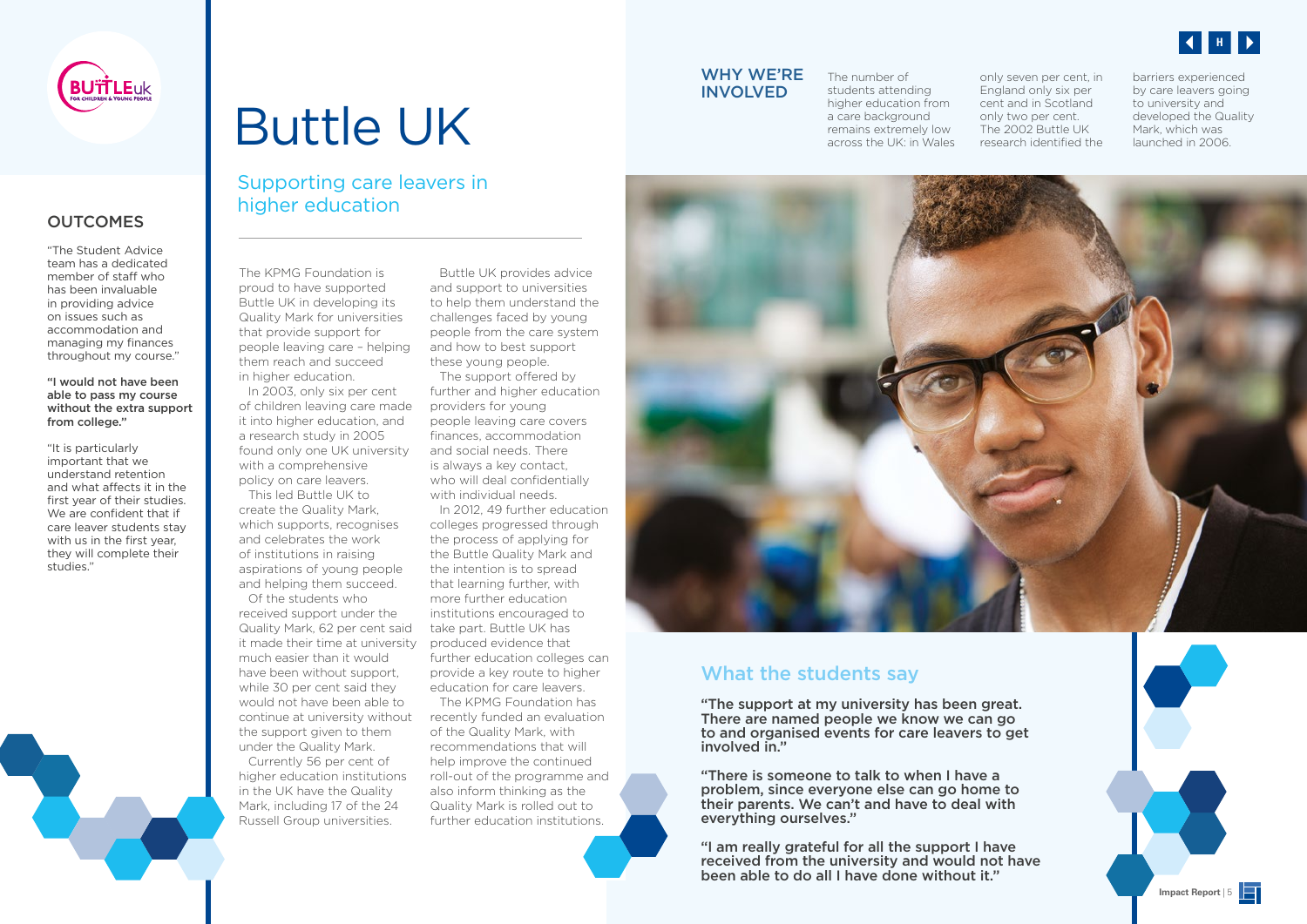# Buttle UK

## Supporting care leavers in higher education

The KPMG Foundation is proud to have supported Buttle UK in developing its Quality Mark for universities that provide support for people leaving care – helping them reach and succeed in higher education.

In 2003, only six per cent of children leaving care made it into higher education, and a research study in 2005 found only one UK university with a comprehensive policy on care leavers.

This led Buttle UK to create the Quality Mark, which supports, recognises and celebrates the work of institutions in raising aspirations of young people and helping them succeed.

Of the students who received support under the Quality Mark, 62 per cent said it made their time at university much easier than it would have been without support, while 30 per cent said they would not have been able to continue at university without the support given to them under the Quality Mark.

Currently 56 per cent of higher education institutions in the UK have the Quality Mark, including 17 of the 24 Russell Group universities.

Buttle UK provides advice and support to universities to help them understand the challenges faced by young people from the care system and how to best support these young people.

The support offered by further and higher education providers for young people leaving care covers finances, accommodation and social needs. There is always a key contact, who will deal confidentially with individual needs.

In 2012, 49 further education colleges progressed through the process of applying for the Buttle Quality Mark and the intention is to spread that learning further, with more further education institutions encouraged to take part. Buttle UK has produced evidence that further education colleges can provide a key route to higher education for care leavers.

The KPMG Foundation has recently funded an evaluation of the Quality Mark, with recommendations that will help improve the continued roll-out of the programme and also inform thinking as the Quality Mark is rolled out to further education institutions.

## WHY WE'RE INVOLVED

The number of students attending higher education from a care background remains extremely low across the UK: in Wales only seven per cent, in England only six per cent and in Scotland only two per cent. The 2002 Buttle UK research identified the barriers experienced by care leavers going to university and developed the Quality Mark, which was launched in 2006.

## OUTCOMES

"The Student Advice team has a dedicated member of staff who has been invaluable in providing advice on issues such as accommodation and managing my finances throughout my course."

**"I would not have been able to pass my course without the extra support from college."**

"It is particularly important that we understand retention and what affects it in the first year of their studies. We are confident that if care leaver students stay with us in the first year, they will complete their studies."

## What the students say

**"The support at my university has been great. There are named people we know we can go to and organised events for care leavers to get involved in."**

**"There is someone to talk to when I have a problem, since everyone else can go home to their parents. We can't and have to deal with everything ourselves."**

**"I am really grateful for all the support I have received from the university and would not have been able to do all I have done without it."**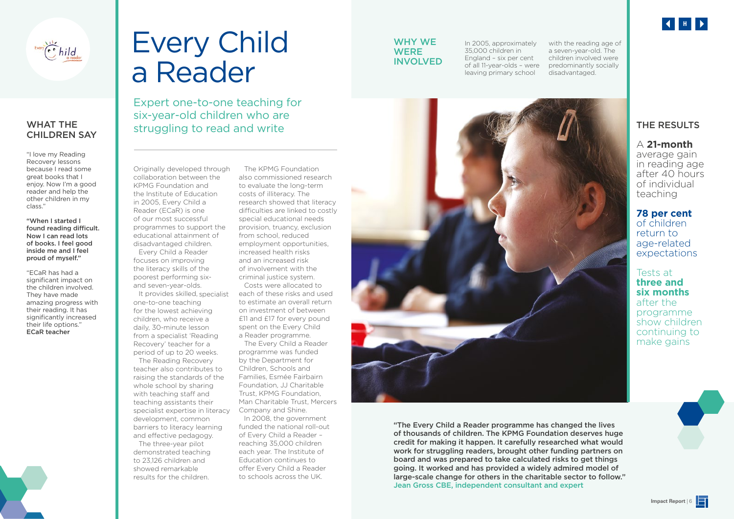# Every Child a Reader

## Expert one-to-one teaching for six-year-old children who are struggling to read and write

Originally developed through collaboration between the KPMG Foundation and the Institute of Education in 2005, Every Child a Reader (ECaR) is one of our most successful programmes to support the educational attainment of disadvantaged children.

Every Child a Reader focuses on improving the literacy skills of the poorest performing six- and seven-year-olds.

It provides skilled, specialist one-to-one teaching for the lowest achieving children, who receive a daily, 30-minute lesson from a specialist 'Reading Recovery' teacher for a period of up to 20 weeks.

The Reading Recovery teacher also contributes to raising the standards of the whole school by sharing with teaching staff and teaching assistants their specialist expertise in literacy development, common barriers to literacy learning and effective pedagogy.

The three-year pilot demonstrated teaching to 23,126 children and showed remarkable results for the children.

The KPMG Foundation also commissioned research to evaluate the long-term costs of illiteracy. The research showed that literacy difficulties are linked to costly special educational needs provision, truancy, exclusion from school, reduced employment opportunities, increased health risks and an increased risk of involvement with the criminal justice system.

Costs were allocated to each of these risks and used to estimate an overall return on investment of between £11 and £17 for every pound spent on the Every Child a Reader programme.

The Every Child a Reader programme was funded by the Department for Children, Schools and Families, Esmée Fairbairn Foundation, JJ Charitable Trust, KPMG Foundation, Man Charitable Trust, Mercers Company and Shine.

In 2008, the government funded the national roll-out of Every Child a Reader – reaching 35,000 children each year. The Institute of Education continues to offer Every Child a Reader to schools across the UK.

## WHAT THE CHILDREN SAY

"I love my Reading Recovery lessons because I read some great books that I enjoy. Now I'm a good reader and help the other children in my class."

**"When I started I found reading difficult. Now I can read lots of books. I feel good inside me and I feel proud of myself."**

"ECaR has had a significant impact on the children involved. They have made amazing progress with their reading. It has significantly increased their life options."
**ECaR teacher**

## WHY WE WERE INVOLVED

In 2005, approximately 35,000 children in England – six per cent of all 11-year-olds – were leaving primary school with the reading age of a seven-year-old. The children involved were predominantly socially disadvantaged.

## THE RESULTS

A **21-month** average gain in reading age after 40 hours of individual teaching

**78 per cent** of children return to age-related expectations

Tests at **three and six months** after the programme show children continuing to make gains

**"The Every Child a Reader programme has changed the lives of thousands of children. The KPMG Foundation deserves huge credit for making it happen. It carefully researched what would work for struggling readers, brought other funding partners on board and was prepared to take calculated risks to get things going. It worked and has provided a widely admired model of large-scale change for others in the charitable sector to follow."**
Jean Gross CBE, independent consultant and expert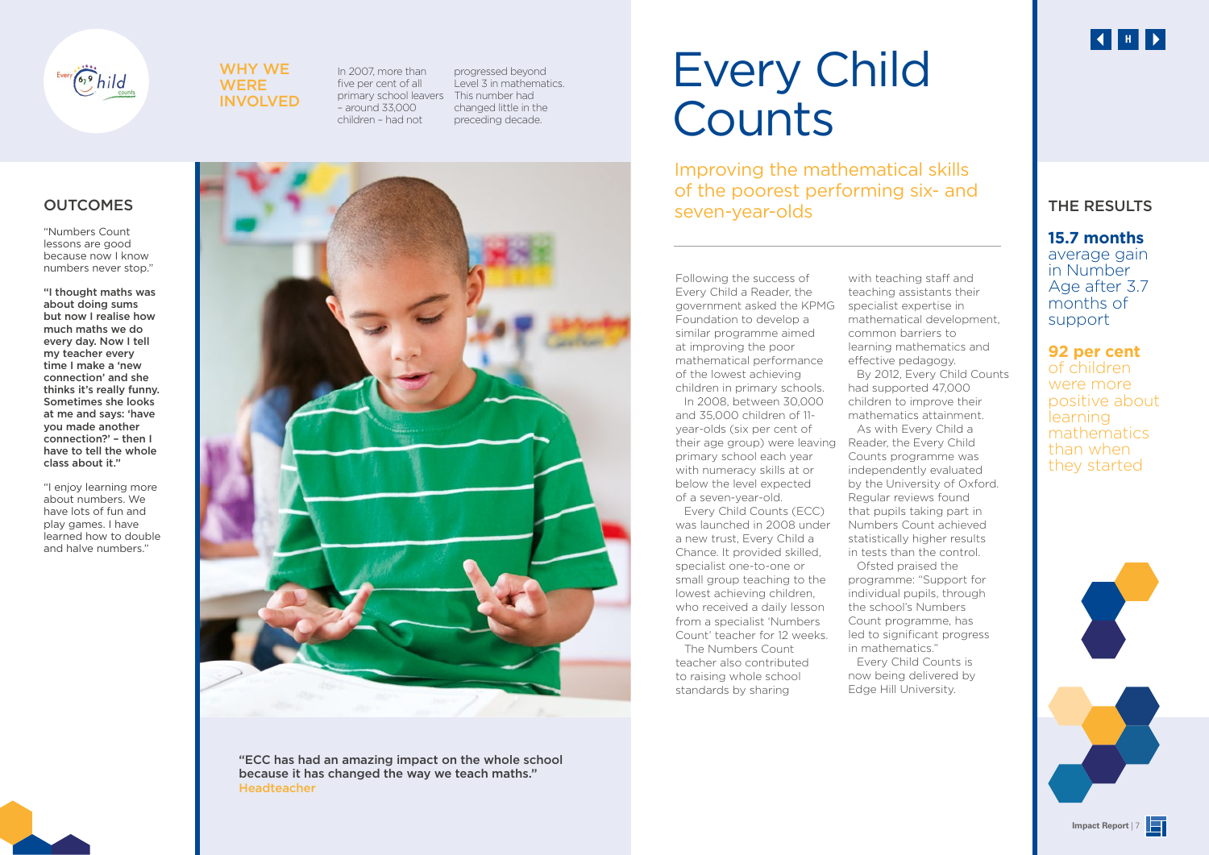# Every Child Counts

## Improving the mathematical skills of the poorest performing six- and seven-year-olds

### WHY WE WERE INVOLVED

In 2007, more than five per cent of all primary school leavers – around 33,000 children – had not progressed beyond Level 3 in mathematics. This number had changed little in the preceding decade.

Following the success of Every Child a Reader, the government asked the KPMG Foundation to develop a similar programme aimed at improving the poor mathematical performance of the lowest achieving children in primary schools.

In 2008, between 30,000 and 35,000 children of 11-year-olds (six per cent of their age group) were leaving primary school each year with numeracy skills at or below the level expected of a seven-year-old.

Every Child Counts (ECC) was launched in 2008 under a new trust, Every Child a Chance. It provided skilled, specialist one-to-one or small group teaching to the lowest achieving children, who received a daily lesson from a specialist 'Numbers Count' teacher for 12 weeks.

The Numbers Count teacher also contributed to raising whole school standards by sharing with teaching staff and teaching assistants their specialist expertise in mathematical development, common barriers to learning mathematics and effective pedagogy.

By 2012, Every Child Counts had supported 47,000 children to improve their mathematics attainment.

As with Every Child a Reader, the Every Child Counts programme was independently evaluated by the University of Oxford. Regular reviews found that pupils taking part in Numbers Count achieved statistically higher results in tests than the control.

Ofsted praised the programme: "Support for individual pupils, through the school's Numbers Count programme, has led to significant progress in mathematics."

Every Child Counts is now being delivered by Edge Hill University.

**"ECC has had an amazing impact on the whole school because it has changed the way we teach maths."**
Headteacher

### OUTCOMES

"Numbers Count lessons are good because now I know numbers never stop."

**"I thought maths was about doing sums but now I realise how much maths we do every day. Now I tell my teacher every time I make a 'new connection' and she thinks it's really funny. Sometimes she looks at me and says: 'have you made another connection?' – then I have to tell the whole class about it."**

"I enjoy learning more about numbers. We have lots of fun and play games. I have learned how to double and halve numbers."

### THE RESULTS

**15.7 months** average gain in Number Age after 3.7 months of support

**92 per cent** of children were more positive about learning mathematics than when they started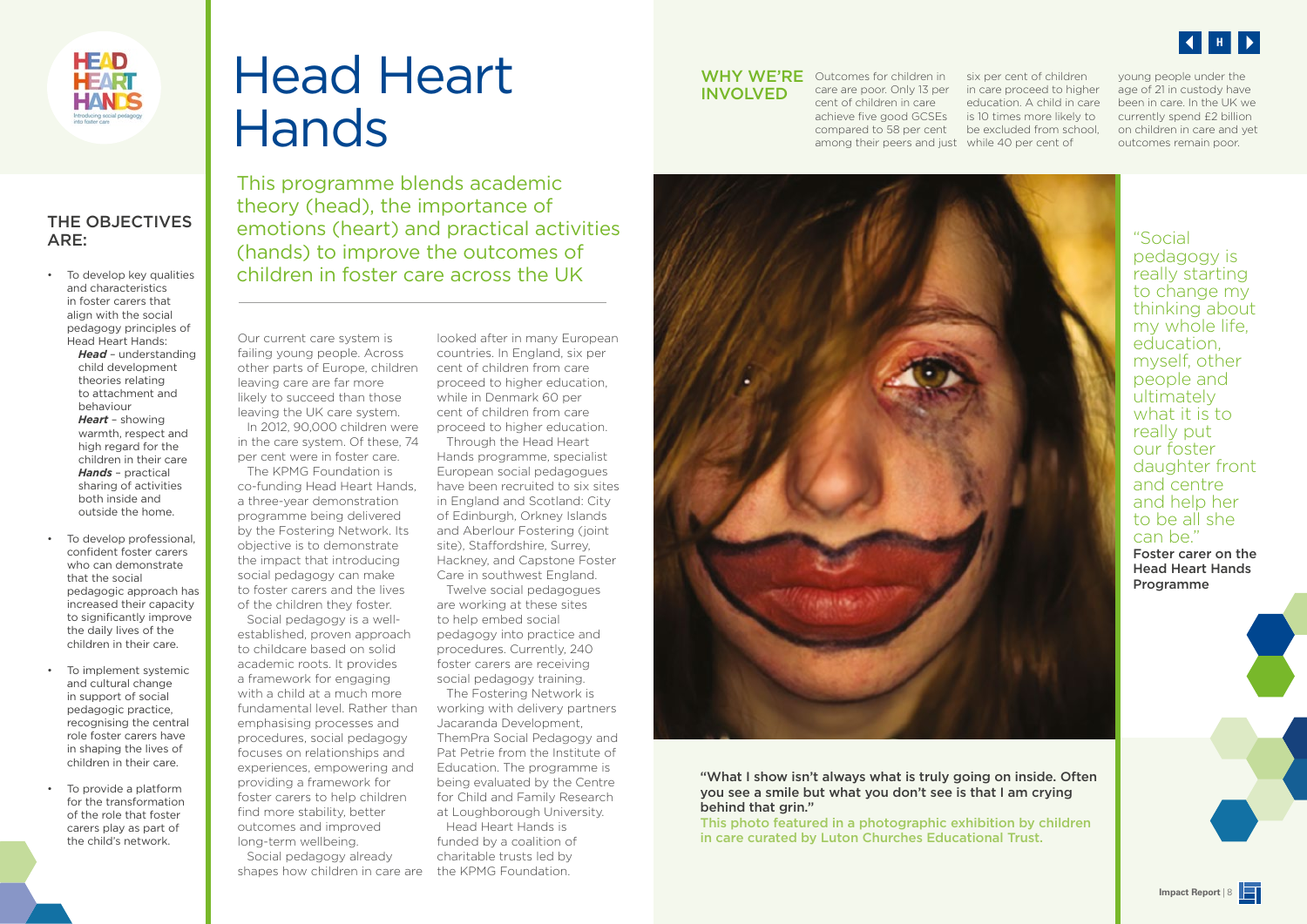# Head Heart Hands

This programme blends academic theory (head), the importance of emotions (heart) and practical activities (hands) to improve the outcomes of children in foster care across the UK

## THE OBJECTIVES ARE:

- To develop key qualities and characteristics in foster carers that align with the social pedagogy principles of Head Heart Hands:
  ***Head*** – understanding child development theories relating to attachment and behaviour
  ***Heart*** – showing warmth, respect and high regard for the children in their care
  ***Hands*** – practical sharing of activities both inside and outside the home.
- To develop professional, confident foster carers who can demonstrate that the social pedagogic approach has increased their capacity to significantly improve the daily lives of the children in their care.
- To implement systemic and cultural change in support of social pedagogic practice, recognising the central role foster carers have in shaping the lives of children in their care.
- To provide a platform for the transformation of the role that foster carers play as part of the child's network.

Our current care system is failing young people. Across other parts of Europe, children leaving care are far more likely to succeed than those leaving the UK care system.

In 2012, 90,000 children were in the care system. Of these, 74 per cent were in foster care.

The KPMG Foundation is co-funding Head Heart Hands, a three-year demonstration programme being delivered by the Fostering Network. Its objective is to demonstrate the impact that introducing social pedagogy can make to foster carers and the lives of the children they foster.

Social pedagogy is a well-established, proven approach to childcare based on solid academic roots. It provides a framework for engaging with a child at a much more fundamental level. Rather than emphasising processes and procedures, social pedagogy focuses on relationships and experiences, empowering and providing a framework for foster carers to help children find more stability, better outcomes and improved long-term wellbeing.

Social pedagogy already shapes how children in care are looked after in many European countries. In England, six per cent of children from care proceed to higher education, while in Denmark 60 per cent of children from care proceed to higher education.

Through the Head Heart Hands programme, specialist European social pedagogues have been recruited to six sites in England and Scotland: City of Edinburgh, Orkney Islands and Aberlour Fostering (joint site), Staffordshire, Surrey, Hackney, and Capstone Foster Care in southwest England.

Twelve social pedagogues are working at these sites to help embed social pedagogy into practice and procedures. Currently, 240 foster carers are receiving social pedagogy training.

The Fostering Network is working with delivery partners Jacaranda Development, ThemPra Social Pedagogy and Pat Petrie from the Institute of Education. The programme is being evaluated by the Centre for Child and Family Research at Loughborough University.

Head Heart Hands is funded by a coalition of charitable trusts led by the KPMG Foundation.

## WHY WE'RE INVOLVED

Outcomes for children in care are poor. Only 13 per cent of children in care achieve five good GCSEs compared to 58 per cent among their peers and just six per cent of children in care proceed to higher education. A child in care is 10 times more likely to be excluded from school, while 40 per cent of young people under the age of 21 in custody have been in care. In the UK we currently spend £2 billion on children in care and yet outcomes remain poor.

**"What I show isn't always what is truly going on inside. Often you see a smile but what you don't see is that I am crying behind that grin."**

This photo featured in a photographic exhibition by children in care curated by Luton Churches Educational Trust.

"Social pedagogy is really starting to change my thinking about my whole life, education, myself, other people and ultimately what it is to really put our foster daughter front and centre and help her to be all she can be."

**Foster carer on the Head Heart Hands Programme**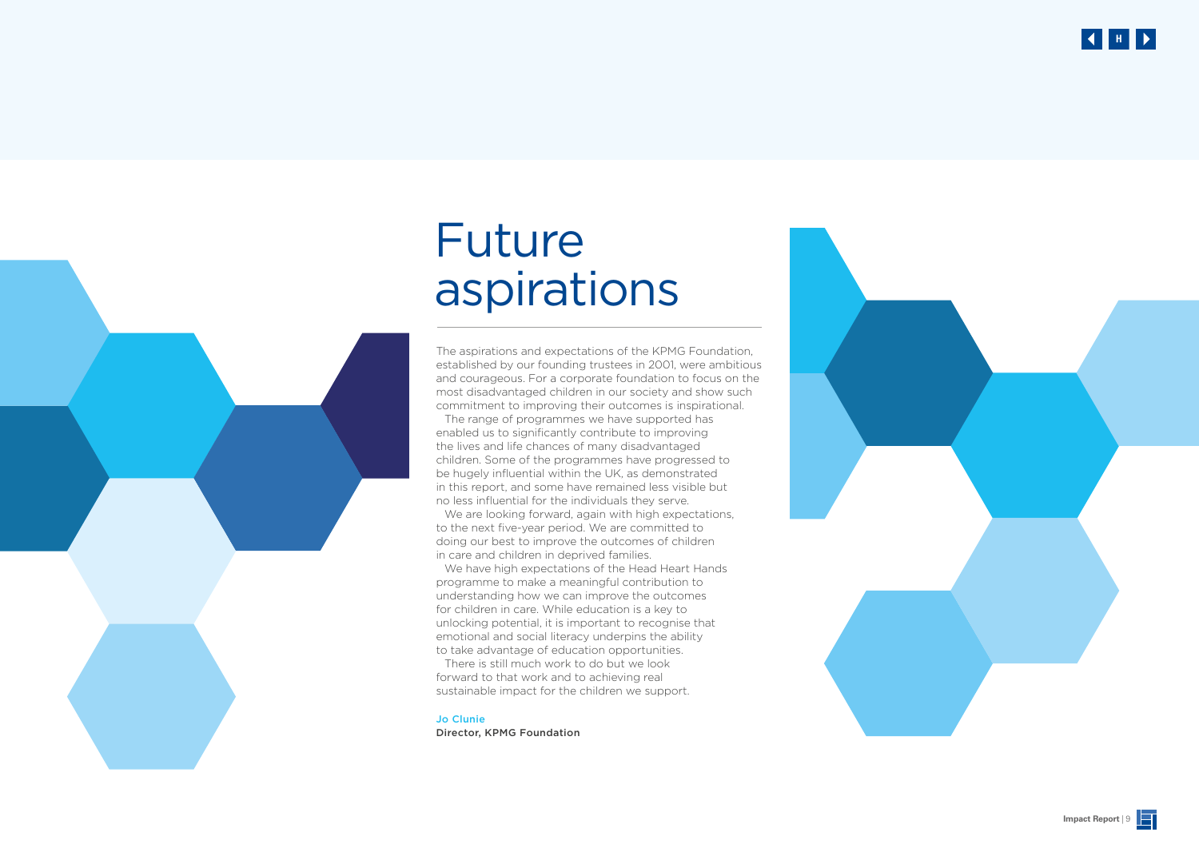# Future aspirations

The aspirations and expectations of the KPMG Foundation, established by our founding trustees in 2001, were ambitious and courageous. For a corporate foundation to focus on the most disadvantaged children in our society and show such commitment to improving their outcomes is inspirational.

The range of programmes we have supported has enabled us to significantly contribute to improving the lives and life chances of many disadvantaged children. Some of the programmes have progressed to be hugely influential within the UK, as demonstrated in this report, and some have remained less visible but no less influential for the individuals they serve.

We are looking forward, again with high expectations, to the next five-year period. We are committed to doing our best to improve the outcomes of children in care and children in deprived families.

We have high expectations of the Head Heart Hands programme to make a meaningful contribution to understanding how we can improve the outcomes for children in care. While education is a key to unlocking potential, it is important to recognise that emotional and social literacy underpins the ability to take advantage of education opportunities.

There is still much work to do but we look forward to that work and to achieving real sustainable impact for the children we support.

Jo Clunie
**Director, KPMG Foundation**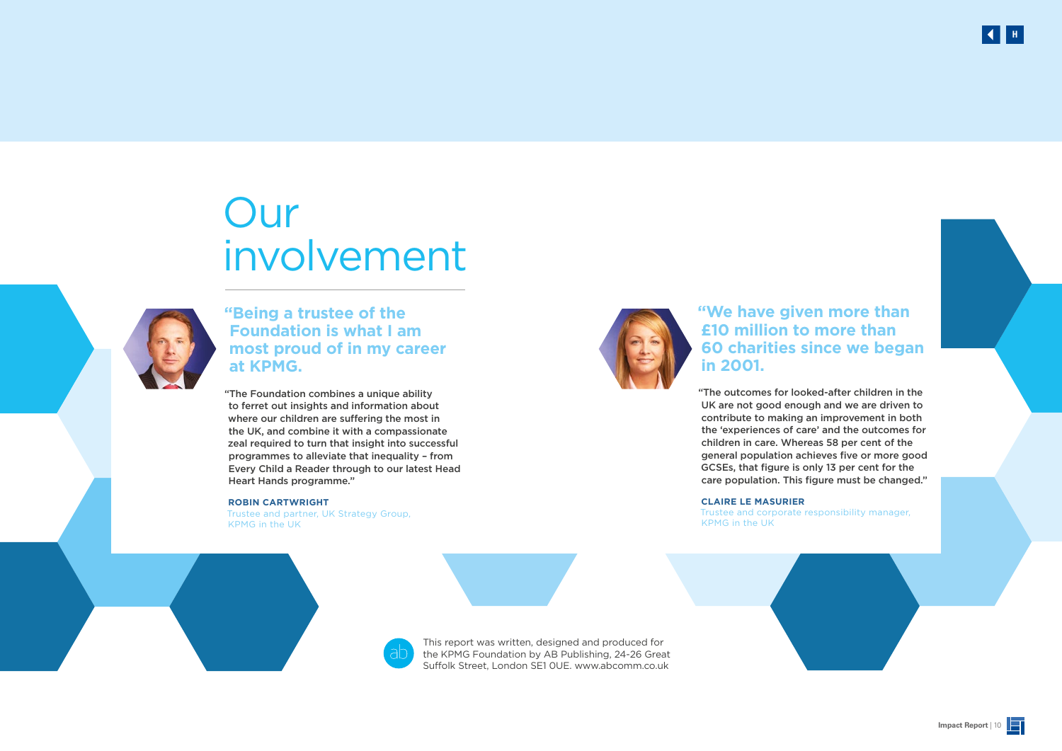# Our involvement

**"Being a trustee of the Foundation is what I am most proud of in my career at KPMG.**

"The Foundation combines a unique ability to ferret out insights and information about where our children are suffering the most in the UK, and combine it with a compassionate zeal required to turn that insight into successful programmes to alleviate that inequality – from Every Child a Reader through to our latest Head Heart Hands programme."

**ROBIN CARTWRIGHT**
Trustee and partner, UK Strategy Group, KPMG in the UK

**"We have given more than £10 million to more than 60 charities since we began in 2001.**

"The outcomes for looked-after children in the UK are not good enough and we are driven to contribute to making an improvement in both the 'experiences of care' and the outcomes for children in care. Whereas 58 per cent of the general population achieves five or more good GCSEs, that figure is only 13 per cent for the care population. This figure must be changed."

**CLAIRE LE MASURIER**
Trustee and corporate responsibility manager, KPMG in the UK

This report was written, designed and produced for the KPMG Foundation by AB Publishing, 24-26 Great Suffolk Street, London SE1 0UE. www.abcomm.co.uk